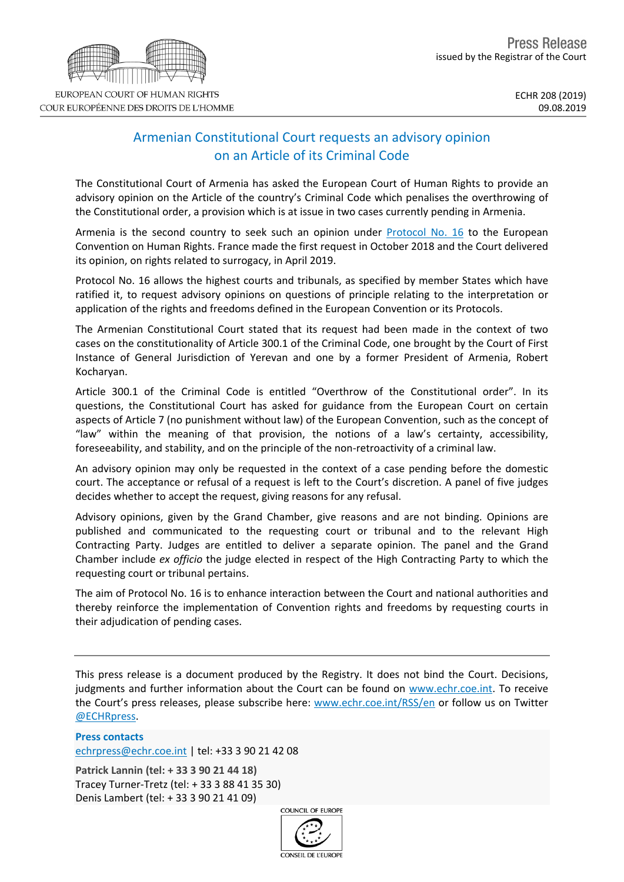EUROPEAN COURT OF HUMAN RIGHTS
COUR EUROPÉENNE DES DROITS DE L'HOMME

Press Release
issued by the Registrar of the Court

ECHR 208 (2019)
09.08.2019

# Armenian Constitutional Court requests an advisory opinion on an Article of its Criminal Code

The Constitutional Court of Armenia has asked the European Court of Human Rights to provide an advisory opinion on the Article of the country's Criminal Code which penalises the overthrowing of the Constitutional order, a provision which is at issue in two cases currently pending in Armenia.

Armenia is the second country to seek such an opinion under Protocol No. 16 to the European Convention on Human Rights. France made the first request in October 2018 and the Court delivered its opinion, on rights related to surrogacy, in April 2019.

Protocol No. 16 allows the highest courts and tribunals, as specified by member States which have ratified it, to request advisory opinions on questions of principle relating to the interpretation or application of the rights and freedoms defined in the European Convention or its Protocols.

The Armenian Constitutional Court stated that its request had been made in the context of two cases on the constitutionality of Article 300.1 of the Criminal Code, one brought by the Court of First Instance of General Jurisdiction of Yerevan and one by a former President of Armenia, Robert Kocharyan.

Article 300.1 of the Criminal Code is entitled "Overthrow of the Constitutional order". In its questions, the Constitutional Court has asked for guidance from the European Court on certain aspects of Article 7 (no punishment without law) of the European Convention, such as the concept of "law" within the meaning of that provision, the notions of a law's certainty, accessibility, foreseeability, and stability, and on the principle of the non-retroactivity of a criminal law.

An advisory opinion may only be requested in the context of a case pending before the domestic court. The acceptance or refusal of a request is left to the Court's discretion. A panel of five judges decides whether to accept the request, giving reasons for any refusal.

Advisory opinions, given by the Grand Chamber, give reasons and are not binding. Opinions are published and communicated to the requesting court or tribunal and to the relevant High Contracting Party. Judges are entitled to deliver a separate opinion. The panel and the Grand Chamber include *ex officio* the judge elected in respect of the High Contracting Party to which the requesting court or tribunal pertains.

The aim of Protocol No. 16 is to enhance interaction between the Court and national authorities and thereby reinforce the implementation of Convention rights and freedoms by requesting courts in their adjudication of pending cases.

---

This press release is a document produced by the Registry. It does not bind the Court. Decisions, judgments and further information about the Court can be found on www.echr.coe.int. To receive the Court's press releases, please subscribe here: www.echr.coe.int/RSS/en or follow us on Twitter @ECHRpress.

**Press contacts**
echrpress@echr.coe.int | tel: +33 3 90 21 42 08

**Patrick Lannin (tel: + 33 3 90 21 44 18)**
Tracey Turner-Tretz (tel: + 33 3 88 41 35 30)
Denis Lambert (tel: + 33 3 90 21 41 09)

COUNCIL OF EUROPE
CONSEIL DE L'EUROPE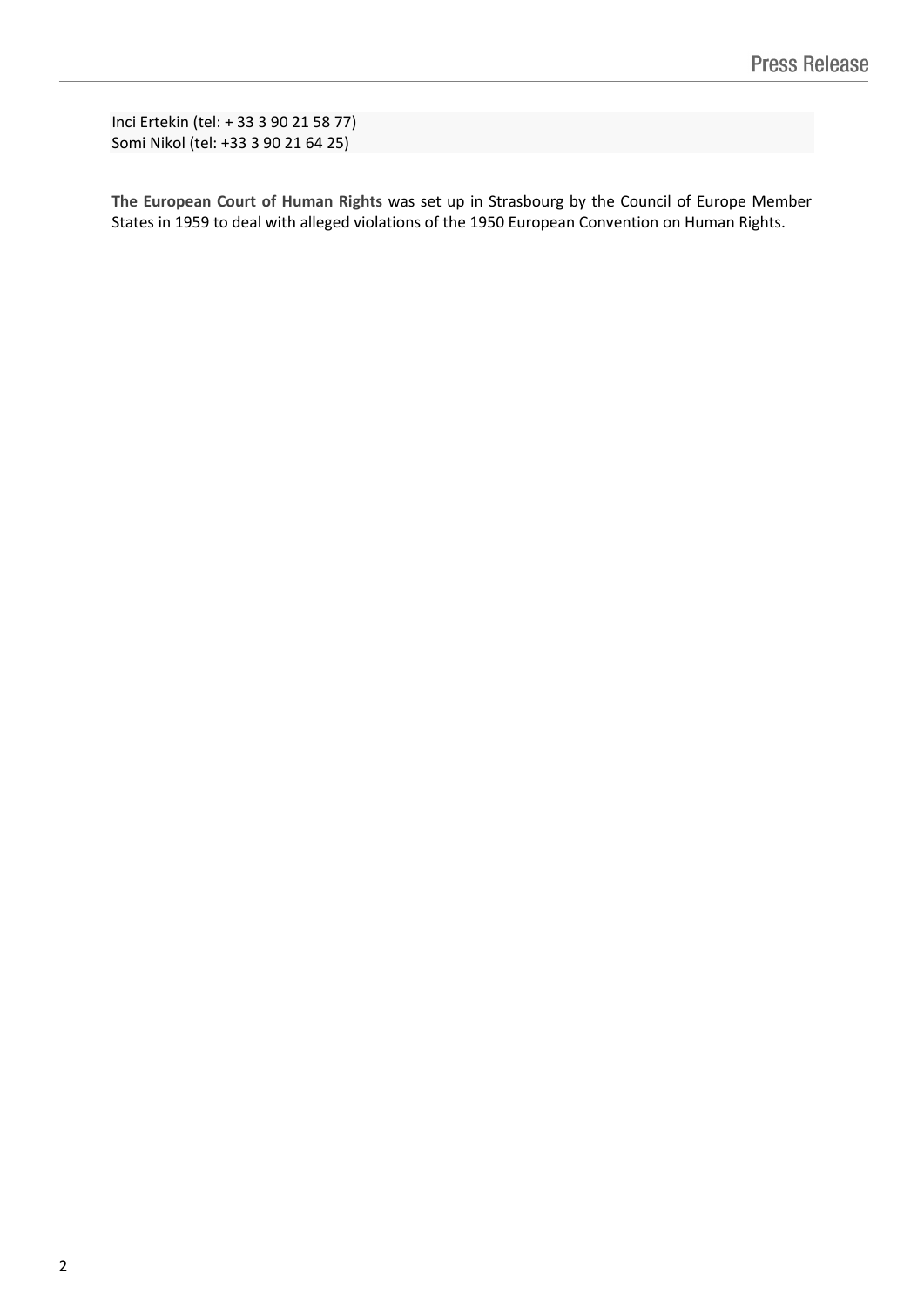Inci Ertekin (tel: + 33 3 90 21 58 77)
Somi Nikol (tel: +33 3 90 21 64 25)

**The European Court of Human Rights** was set up in Strasbourg by the Council of Europe Member States in 1959 to deal with alleged violations of the 1950 European Convention on Human Rights.